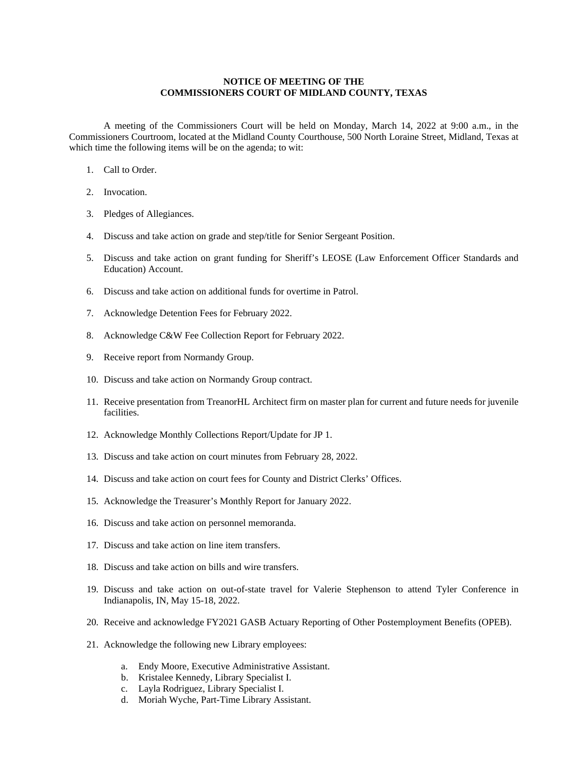# NOTICE OF MEETING OF THE
# COMMISSIONERS COURT OF MIDLAND COUNTY, TEXAS

A meeting of the Commissioners Court will be held on Monday, March 14, 2022 at 9:00 a.m., in the Commissioners Courtroom, located at the Midland County Courthouse, 500 North Loraine Street, Midland, Texas at which time the following items will be on the agenda; to wit:

1. Call to Order.

2. Invocation.

3. Pledges of Allegiances.

4. Discuss and take action on grade and step/title for Senior Sergeant Position.

5. Discuss and take action on grant funding for Sheriff's LEOSE (Law Enforcement Officer Standards and Education) Account.

6. Discuss and take action on additional funds for overtime in Patrol.

7. Acknowledge Detention Fees for February 2022.

8. Acknowledge C&W Fee Collection Report for February 2022.

9. Receive report from Normandy Group.

10. Discuss and take action on Normandy Group contract.

11. Receive presentation from TreanorHL Architect firm on master plan for current and future needs for juvenile facilities.

12. Acknowledge Monthly Collections Report/Update for JP 1.

13. Discuss and take action on court minutes from February 28, 2022.

14. Discuss and take action on court fees for County and District Clerks' Offices.

15. Acknowledge the Treasurer's Monthly Report for January 2022.

16. Discuss and take action on personnel memoranda.

17. Discuss and take action on line item transfers.

18. Discuss and take action on bills and wire transfers.

19. Discuss and take action on out-of-state travel for Valerie Stephenson to attend Tyler Conference in Indianapolis, IN, May 15-18, 2022.

20. Receive and acknowledge FY2021 GASB Actuary Reporting of Other Postemployment Benefits (OPEB).

21. Acknowledge the following new Library employees:

    a. Endy Moore, Executive Administrative Assistant.
    b. Kristalee Kennedy, Library Specialist I.
    c. Layla Rodriguez, Library Specialist I.
    d. Moriah Wyche, Part-Time Library Assistant.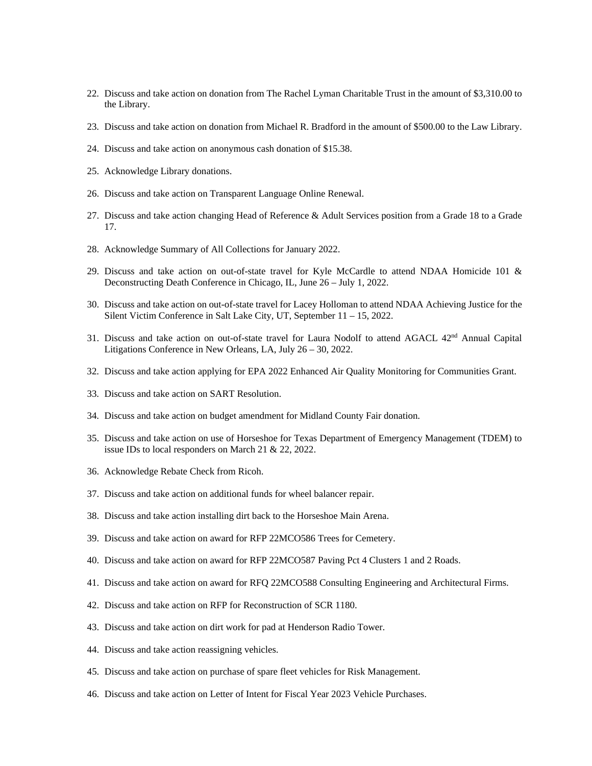22. Discuss and take action on donation from The Rachel Lyman Charitable Trust in the amount of $3,310.00 to the Library.

23. Discuss and take action on donation from Michael R. Bradford in the amount of $500.00 to the Law Library.

24. Discuss and take action on anonymous cash donation of $15.38.

25. Acknowledge Library donations.

26. Discuss and take action on Transparent Language Online Renewal.

27. Discuss and take action changing Head of Reference & Adult Services position from a Grade 18 to a Grade 17.

28. Acknowledge Summary of All Collections for January 2022.

29. Discuss and take action on out-of-state travel for Kyle McCardle to attend NDAA Homicide 101 & Deconstructing Death Conference in Chicago, IL, June 26 – July 1, 2022.

30. Discuss and take action on out-of-state travel for Lacey Holloman to attend NDAA Achieving Justice for the Silent Victim Conference in Salt Lake City, UT, September 11 – 15, 2022.

31. Discuss and take action on out-of-state travel for Laura Nodolf to attend AGACL 42nd Annual Capital Litigations Conference in New Orleans, LA, July 26 – 30, 2022.

32. Discuss and take action applying for EPA 2022 Enhanced Air Quality Monitoring for Communities Grant.

33. Discuss and take action on SART Resolution.

34. Discuss and take action on budget amendment for Midland County Fair donation.

35. Discuss and take action on use of Horseshoe for Texas Department of Emergency Management (TDEM) to issue IDs to local responders on March 21 & 22, 2022.

36. Acknowledge Rebate Check from Ricoh.

37. Discuss and take action on additional funds for wheel balancer repair.

38. Discuss and take action installing dirt back to the Horseshoe Main Arena.

39. Discuss and take action on award for RFP 22MCO586 Trees for Cemetery.

40. Discuss and take action on award for RFP 22MCO587 Paving Pct 4 Clusters 1 and 2 Roads.

41. Discuss and take action on award for RFQ 22MCO588 Consulting Engineering and Architectural Firms.

42. Discuss and take action on RFP for Reconstruction of SCR 1180.

43. Discuss and take action on dirt work for pad at Henderson Radio Tower.

44. Discuss and take action reassigning vehicles.

45. Discuss and take action on purchase of spare fleet vehicles for Risk Management.

46. Discuss and take action on Letter of Intent for Fiscal Year 2023 Vehicle Purchases.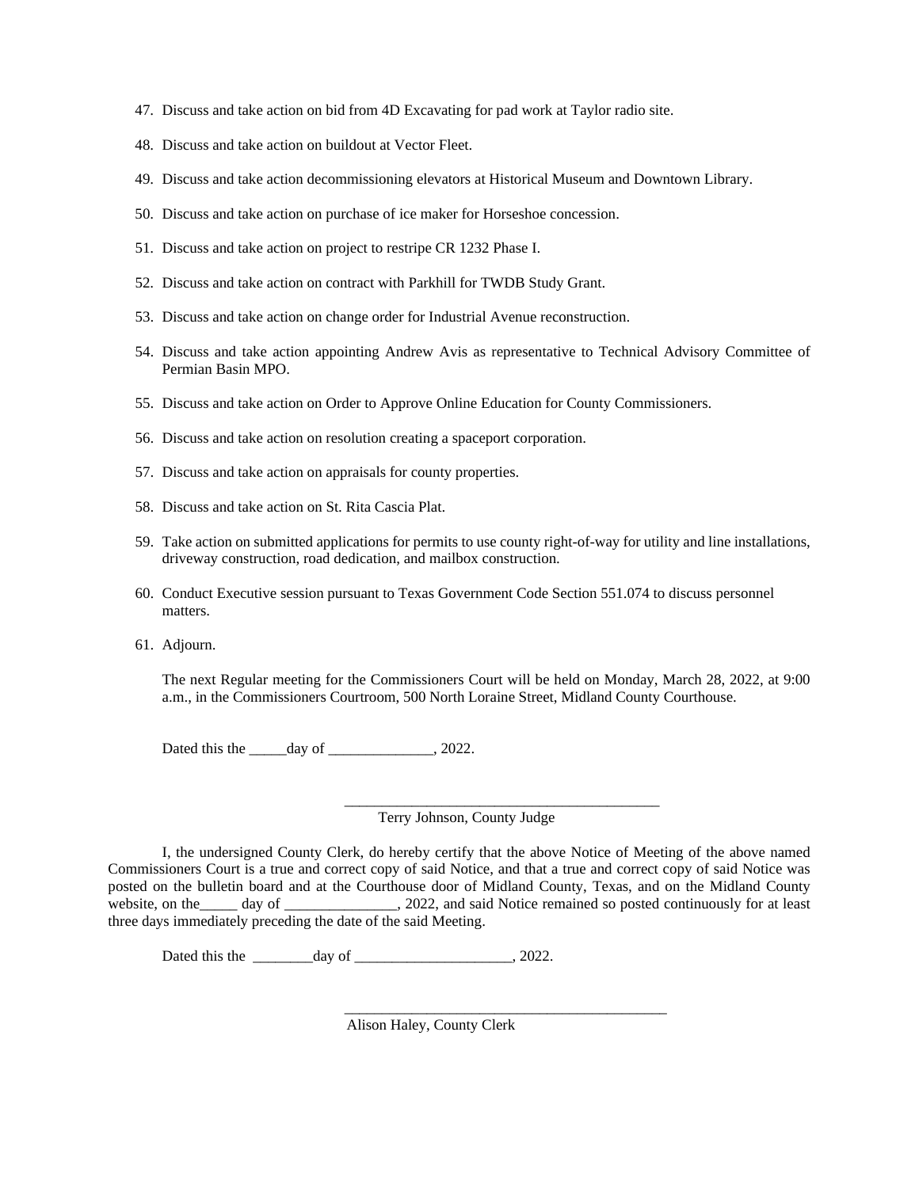47. Discuss and take action on bid from 4D Excavating for pad work at Taylor radio site.

48. Discuss and take action on buildout at Vector Fleet.

49. Discuss and take action decommissioning elevators at Historical Museum and Downtown Library.

50. Discuss and take action on purchase of ice maker for Horseshoe concession.

51. Discuss and take action on project to restripe CR 1232 Phase I.

52. Discuss and take action on contract with Parkhill for TWDB Study Grant.

53. Discuss and take action on change order for Industrial Avenue reconstruction.

54. Discuss and take action appointing Andrew Avis as representative to Technical Advisory Committee of Permian Basin MPO.

55. Discuss and take action on Order to Approve Online Education for County Commissioners.

56. Discuss and take action on resolution creating a spaceport corporation.

57. Discuss and take action on appraisals for county properties.

58. Discuss and take action on St. Rita Cascia Plat.

59. Take action on submitted applications for permits to use county right-of-way for utility and line installations, driveway construction, road dedication, and mailbox construction.

60. Conduct Executive session pursuant to Texas Government Code Section 551.074 to discuss personnel matters.

61. Adjourn.

The next Regular meeting for the Commissioners Court will be held on Monday, March 28, 2022, at 9:00 a.m., in the Commissioners Courtroom, 500 North Loraine Street, Midland County Courthouse.

Dated this the _____day of ______________, 2022.

_____________________________________________
Terry Johnson, County Judge

I, the undersigned County Clerk, do hereby certify that the above Notice of Meeting of the above named Commissioners Court is a true and correct copy of said Notice, and that a true and correct copy of said Notice was posted on the bulletin board and at the Courthouse door of Midland County, Texas, and on the Midland County website, on the_____ day of _______________, 2022, and said Notice remained so posted continuously for at least three days immediately preceding the date of the said Meeting.

Dated this the ________day of _____________________, 2022.

_____________________________________________
Alison Haley, County Clerk